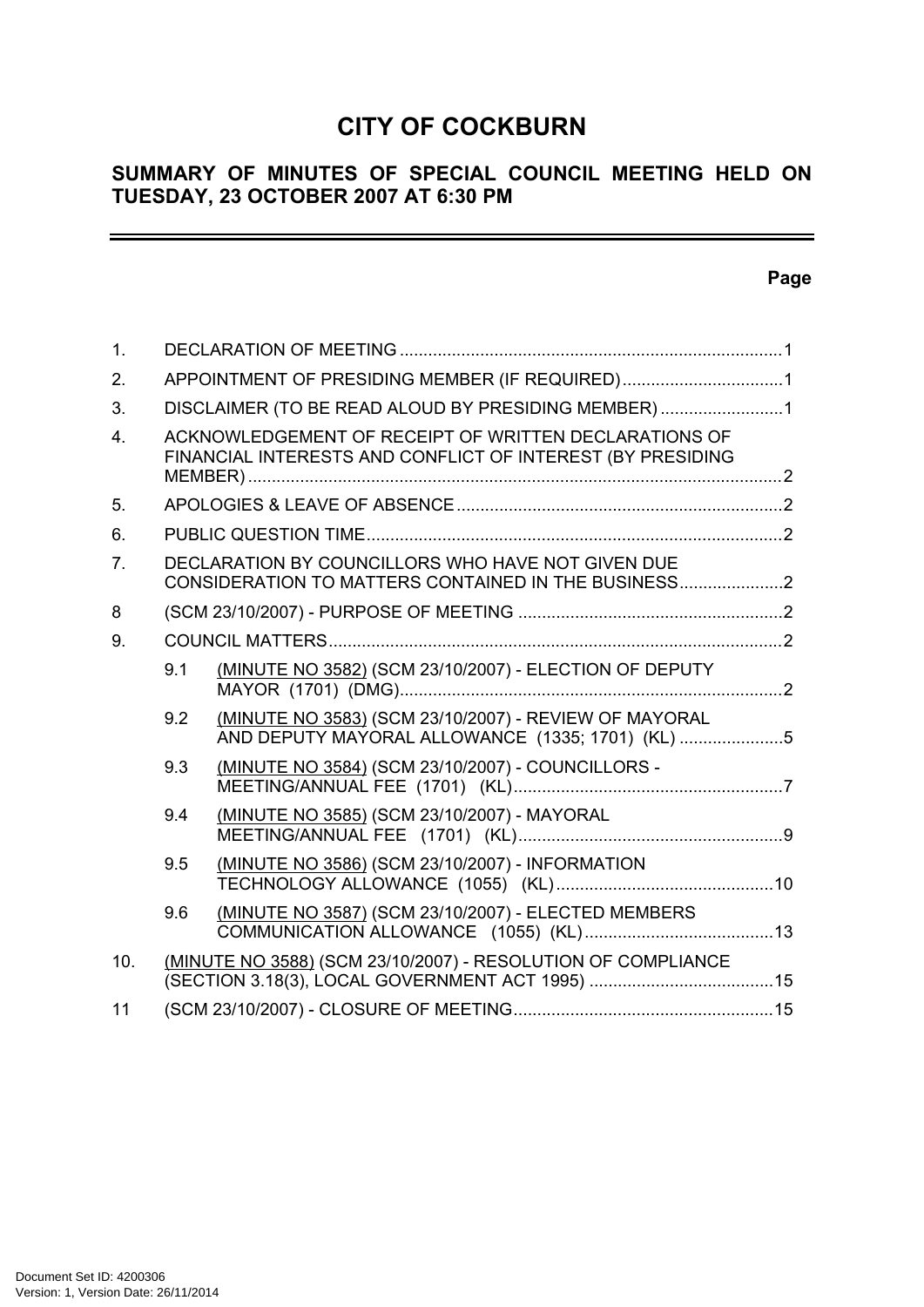# CITY OF COCKBURN

## SUMMARY OF MINUTES OF SPECIAL COUNCIL MEETING HELD ON TUESDAY, 23 OCTOBER 2007 AT 6:30 PM

**Page**

1. DECLARATION OF MEETING ..... 1
2. APPOINTMENT OF PRESIDING MEMBER (IF REQUIRED) ..... 1
3. DISCLAIMER (TO BE READ ALOUD BY PRESIDING MEMBER) ..... 1
4. ACKNOWLEDGEMENT OF RECEIPT OF WRITTEN DECLARATIONS OF FINANCIAL INTERESTS AND CONFLICT OF INTEREST (BY PRESIDING MEMBER) ..... 2
5. APOLOGIES & LEAVE OF ABSENCE ..... 2
6. PUBLIC QUESTION TIME ..... 2
7. DECLARATION BY COUNCILLORS WHO HAVE NOT GIVEN DUE CONSIDERATION TO MATTERS CONTAINED IN THE BUSINESS ..... 2
8. (SCM 23/10/2007) - PURPOSE OF MEETING ..... 2
9. COUNCIL MATTERS ..... 2
   - 9.1 (MINUTE NO 3582) (SCM 23/10/2007) - ELECTION OF DEPUTY MAYOR (1701) (DMG) ..... 2
   - 9.2 (MINUTE NO 3583) (SCM 23/10/2007) - REVIEW OF MAYORAL AND DEPUTY MAYORAL ALLOWANCE (1335; 1701) (KL) ..... 5
   - 9.3 (MINUTE NO 3584) (SCM 23/10/2007) - COUNCILLORS - MEETING/ANNUAL FEE (1701) (KL) ..... 7
   - 9.4 (MINUTE NO 3585) (SCM 23/10/2007) - MAYORAL MEETING/ANNUAL FEE (1701) (KL) ..... 9
   - 9.5 (MINUTE NO 3586) (SCM 23/10/2007) - INFORMATION TECHNOLOGY ALLOWANCE (1055) (KL) ..... 10
   - 9.6 (MINUTE NO 3587) (SCM 23/10/2007) - ELECTED MEMBERS COMMUNICATION ALLOWANCE (1055) (KL) ..... 13
10. (MINUTE NO 3588) (SCM 23/10/2007) - RESOLUTION OF COMPLIANCE (SECTION 3.18(3), LOCAL GOVERNMENT ACT 1995) ..... 15
11. (SCM 23/10/2007) - CLOSURE OF MEETING ..... 15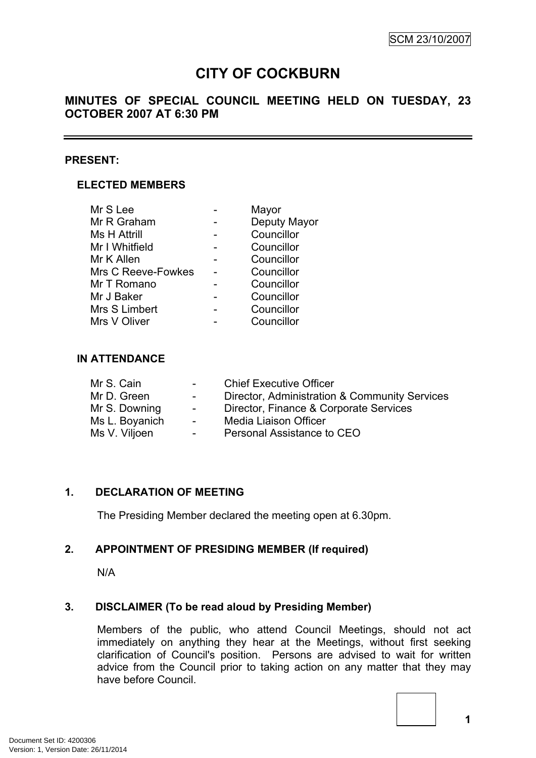SCM 23/10/2007

# CITY OF COCKBURN

## MINUTES OF SPECIAL COUNCIL MEETING HELD ON TUESDAY, 23 OCTOBER 2007 AT 6:30 PM

---

**PRESENT:**

**ELECTED MEMBERS**

| | | |
|---|---|---|
| Mr S Lee | - | Mayor |
| Mr R Graham | - | Deputy Mayor |
| Ms H Attrill | - | Councillor |
| Mr I Whitfield | - | Councillor |
| Mr K Allen | - | Councillor |
| Mrs C Reeve-Fowkes | - | Councillor |
| Mr T Romano | - | Councillor |
| Mr J Baker | - | Councillor |
| Mrs S Limbert | - | Councillor |
| Mrs V Oliver | - | Councillor |

**IN ATTENDANCE**

| | | |
|---|---|---|
| Mr S. Cain | - | Chief Executive Officer |
| Mr D. Green | - | Director, Administration & Community Services |
| Mr S. Downing | - | Director, Finance & Corporate Services |
| Ms L. Boyanich | - | Media Liaison Officer |
| Ms V. Viljoen | - | Personal Assistance to CEO |

### 1. DECLARATION OF MEETING

The Presiding Member declared the meeting open at 6.30pm.

### 2. APPOINTMENT OF PRESIDING MEMBER (If required)

N/A

### 3. DISCLAIMER (To be read aloud by Presiding Member)

Members of the public, who attend Council Meetings, should not act immediately on anything they hear at the Meetings, without first seeking clarification of Council's position. Persons are advised to wait for written advice from the Council prior to taking action on any matter that they may have before Council.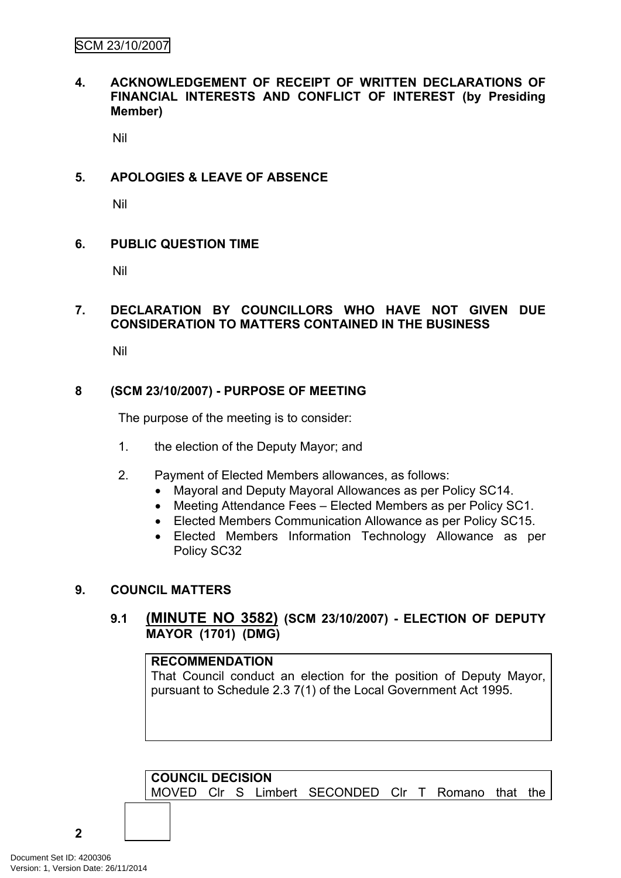## 4. ACKNOWLEDGEMENT OF RECEIPT OF WRITTEN DECLARATIONS OF FINANCIAL INTERESTS AND CONFLICT OF INTEREST (by Presiding Member)

Nil

## 5. APOLOGIES & LEAVE OF ABSENCE

Nil

## 6. PUBLIC QUESTION TIME

Nil

## 7. DECLARATION BY COUNCILLORS WHO HAVE NOT GIVEN DUE CONSIDERATION TO MATTERS CONTAINED IN THE BUSINESS

Nil

## 8 (SCM 23/10/2007) - PURPOSE OF MEETING

The purpose of the meeting is to consider:

1. the election of the Deputy Mayor; and
2. Payment of Elected Members allowances, as follows:
   - Mayoral and Deputy Mayoral Allowances as per Policy SC14.
   - Meeting Attendance Fees – Elected Members as per Policy SC1.
   - Elected Members Communication Allowance as per Policy SC15.
   - Elected Members Information Technology Allowance as per Policy SC32

## 9. COUNCIL MATTERS

### 9.1 (MINUTE NO 3582) (SCM 23/10/2007) - ELECTION OF DEPUTY MAYOR (1701) (DMG)

**RECOMMENDATION**

That Council conduct an election for the position of Deputy Mayor, pursuant to Schedule 2.3 7(1) of the Local Government Act 1995.

**COUNCIL DECISION**

MOVED Clr S Limbert SECONDED Clr T Romano that the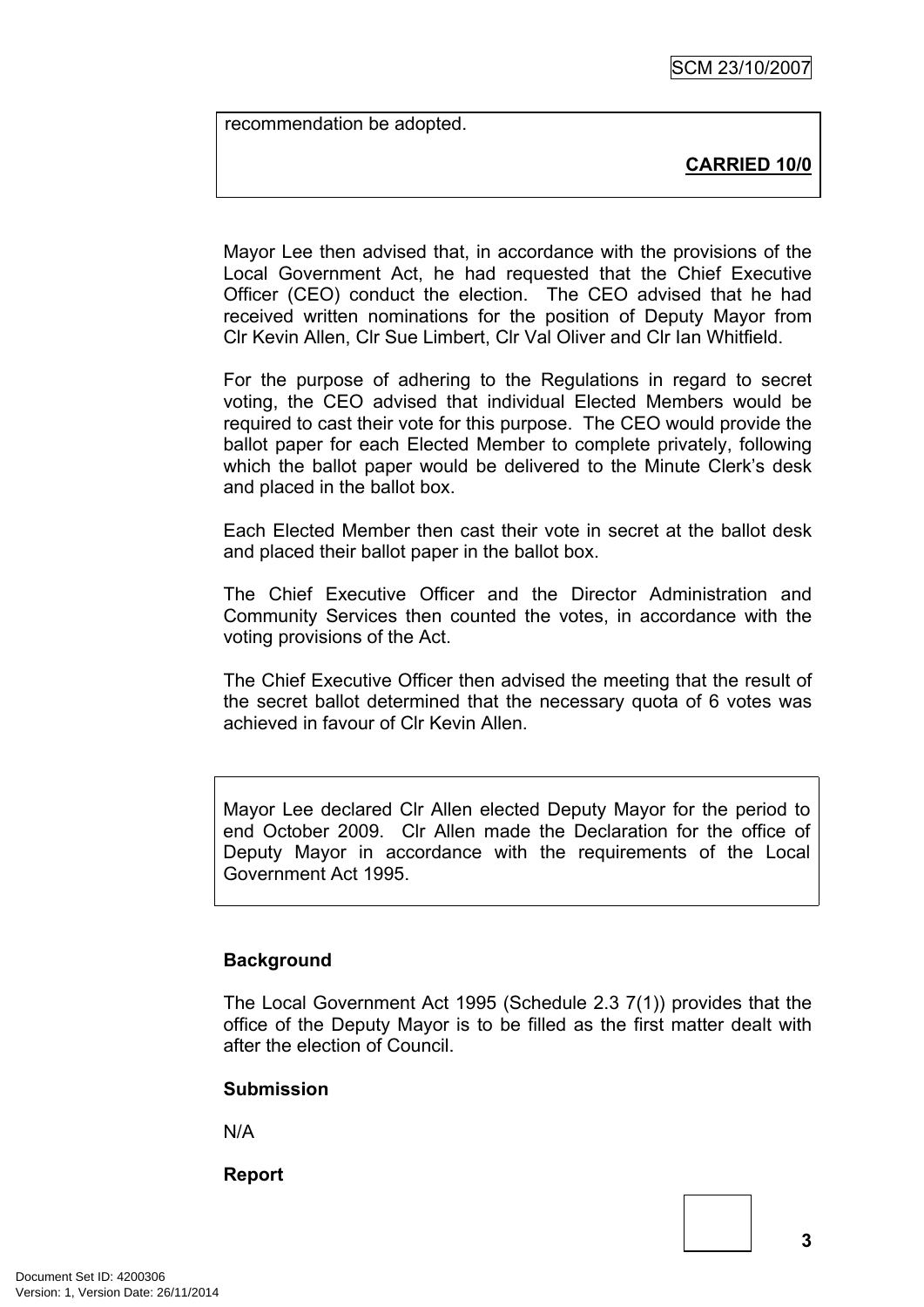recommendation be adopted.

**CARRIED 10/0**

Mayor Lee then advised that, in accordance with the provisions of the Local Government Act, he had requested that the Chief Executive Officer (CEO) conduct the election. The CEO advised that he had received written nominations for the position of Deputy Mayor from Clr Kevin Allen, Clr Sue Limbert, Clr Val Oliver and Clr Ian Whitfield.

For the purpose of adhering to the Regulations in regard to secret voting, the CEO advised that individual Elected Members would be required to cast their vote for this purpose. The CEO would provide the ballot paper for each Elected Member to complete privately, following which the ballot paper would be delivered to the Minute Clerk's desk and placed in the ballot box.

Each Elected Member then cast their vote in secret at the ballot desk and placed their ballot paper in the ballot box.

The Chief Executive Officer and the Director Administration and Community Services then counted the votes, in accordance with the voting provisions of the Act.

The Chief Executive Officer then advised the meeting that the result of the secret ballot determined that the necessary quota of 6 votes was achieved in favour of Clr Kevin Allen.

Mayor Lee declared Clr Allen elected Deputy Mayor for the period to end October 2009. Clr Allen made the Declaration for the office of Deputy Mayor in accordance with the requirements of the Local Government Act 1995.

**Background**

The Local Government Act 1995 (Schedule 2.3 7(1)) provides that the office of the Deputy Mayor is to be filled as the first matter dealt with after the election of Council.

**Submission**

N/A

**Report**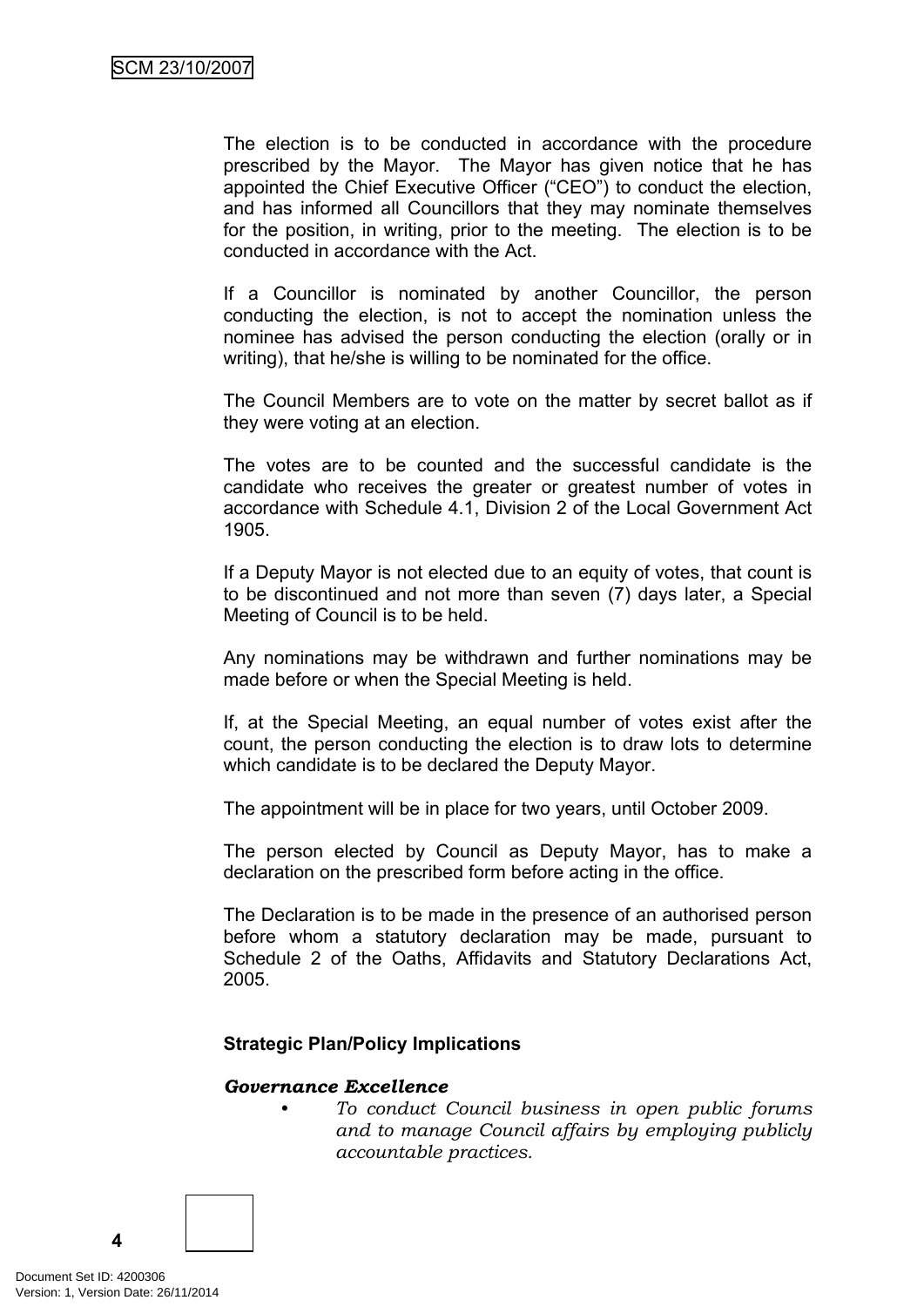The election is to be conducted in accordance with the procedure prescribed by the Mayor. The Mayor has given notice that he has appointed the Chief Executive Officer ("CEO") to conduct the election, and has informed all Councillors that they may nominate themselves for the position, in writing, prior to the meeting. The election is to be conducted in accordance with the Act.

If a Councillor is nominated by another Councillor, the person conducting the election, is not to accept the nomination unless the nominee has advised the person conducting the election (orally or in writing), that he/she is willing to be nominated for the office.

The Council Members are to vote on the matter by secret ballot as if they were voting at an election.

The votes are to be counted and the successful candidate is the candidate who receives the greater or greatest number of votes in accordance with Schedule 4.1, Division 2 of the Local Government Act 1905.

If a Deputy Mayor is not elected due to an equity of votes, that count is to be discontinued and not more than seven (7) days later, a Special Meeting of Council is to be held.

Any nominations may be withdrawn and further nominations may be made before or when the Special Meeting is held.

If, at the Special Meeting, an equal number of votes exist after the count, the person conducting the election is to draw lots to determine which candidate is to be declared the Deputy Mayor.

The appointment will be in place for two years, until October 2009.

The person elected by Council as Deputy Mayor, has to make a declaration on the prescribed form before acting in the office.

The Declaration is to be made in the presence of an authorised person before whom a statutory declaration may be made, pursuant to Schedule 2 of the Oaths, Affidavits and Statutory Declarations Act, 2005.

**Strategic Plan/Policy Implications**

***Governance Excellence***

- *To conduct Council business in open public forums and to manage Council affairs by employing publicly accountable practices.*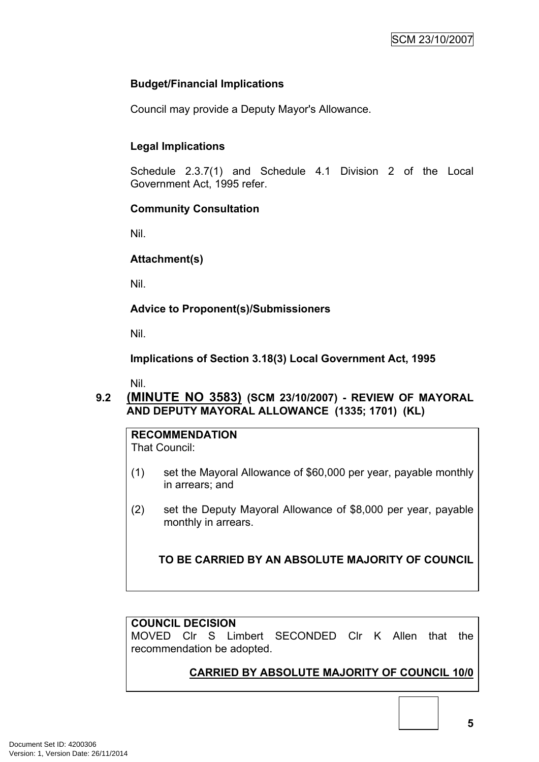### Budget/Financial Implications

Council may provide a Deputy Mayor's Allowance.

### Legal Implications

Schedule 2.3.7(1) and Schedule 4.1 Division 2 of the Local Government Act, 1995 refer.

### Community Consultation

Nil.

### Attachment(s)

Nil.

### Advice to Proponent(s)/Submissioners

Nil.

### Implications of Section 3.18(3) Local Government Act, 1995

Nil.

## 9.2 (MINUTE NO 3583) (SCM 23/10/2007) - REVIEW OF MAYORAL AND DEPUTY MAYORAL ALLOWANCE (1335; 1701) (KL)

**RECOMMENDATION**

That Council:

(1) set the Mayoral Allowance of $60,000 per year, payable monthly in arrears; and

(2) set the Deputy Mayoral Allowance of $8,000 per year, payable monthly in arrears.

**TO BE CARRIED BY AN ABSOLUTE MAJORITY OF COUNCIL**

**COUNCIL DECISION**

MOVED Clr S Limbert SECONDED Clr K Allen that the recommendation be adopted.

**CARRIED BY ABSOLUTE MAJORITY OF COUNCIL 10/0**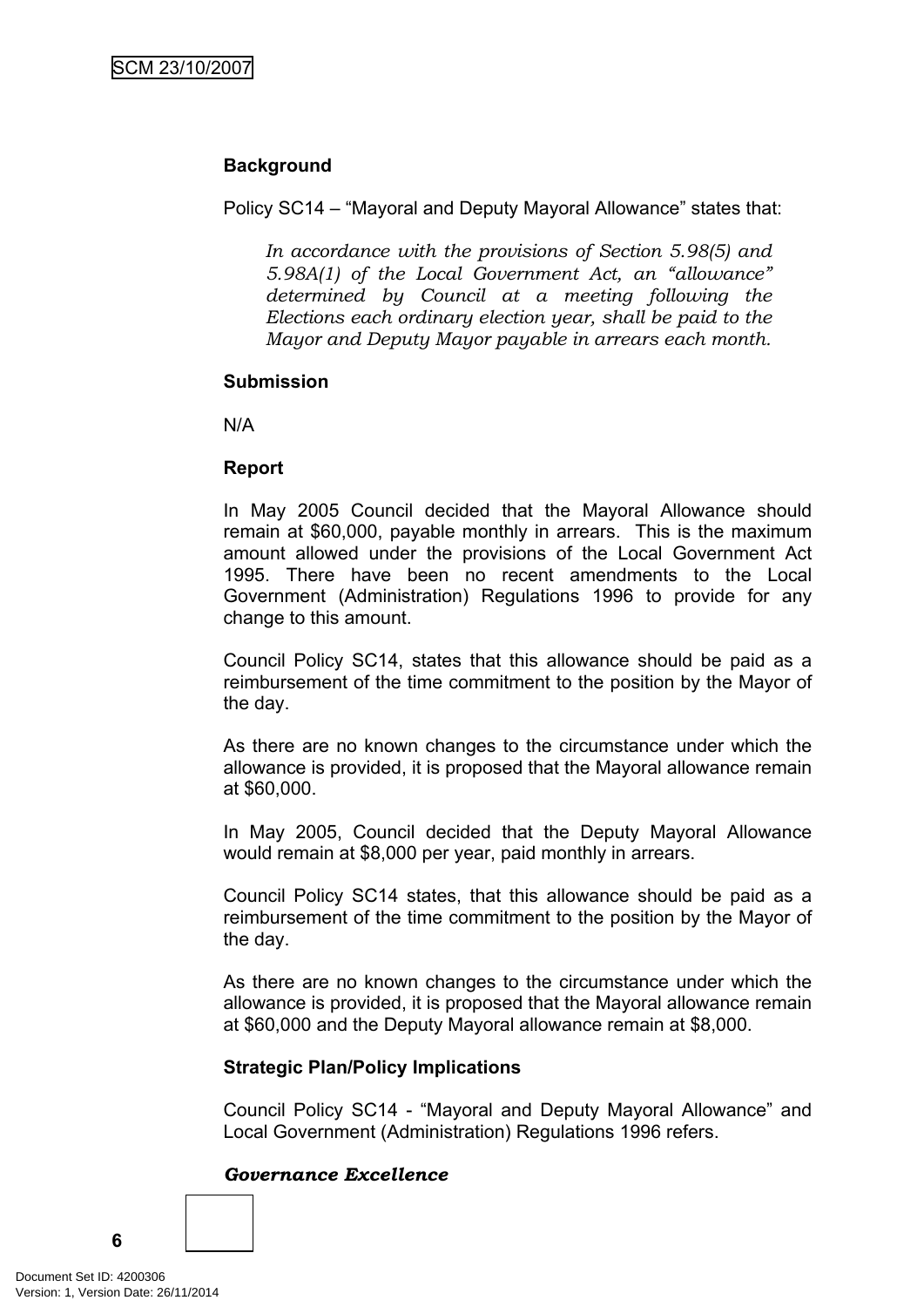**Background**

Policy SC14 – "Mayoral and Deputy Mayoral Allowance" states that:

> *In accordance with the provisions of Section 5.98(5) and 5.98A(1) of the Local Government Act, an "allowance" determined by Council at a meeting following the Elections each ordinary election year, shall be paid to the Mayor and Deputy Mayor payable in arrears each month.*

**Submission**

N/A

**Report**

In May 2005 Council decided that the Mayoral Allowance should remain at $60,000, payable monthly in arrears. This is the maximum amount allowed under the provisions of the Local Government Act 1995. There have been no recent amendments to the Local Government (Administration) Regulations 1996 to provide for any change to this amount.

Council Policy SC14, states that this allowance should be paid as a reimbursement of the time commitment to the position by the Mayor of the day.

As there are no known changes to the circumstance under which the allowance is provided, it is proposed that the Mayoral allowance remain at $60,000.

In May 2005, Council decided that the Deputy Mayoral Allowance would remain at $8,000 per year, paid monthly in arrears.

Council Policy SC14 states, that this allowance should be paid as a reimbursement of the time commitment to the position by the Mayor of the day.

As there are no known changes to the circumstance under which the allowance is provided, it is proposed that the Mayoral allowance remain at $60,000 and the Deputy Mayoral allowance remain at $8,000.

**Strategic Plan/Policy Implications**

Council Policy SC14 - "Mayoral and Deputy Mayoral Allowance" and Local Government (Administration) Regulations 1996 refers.

***Governance Excellence***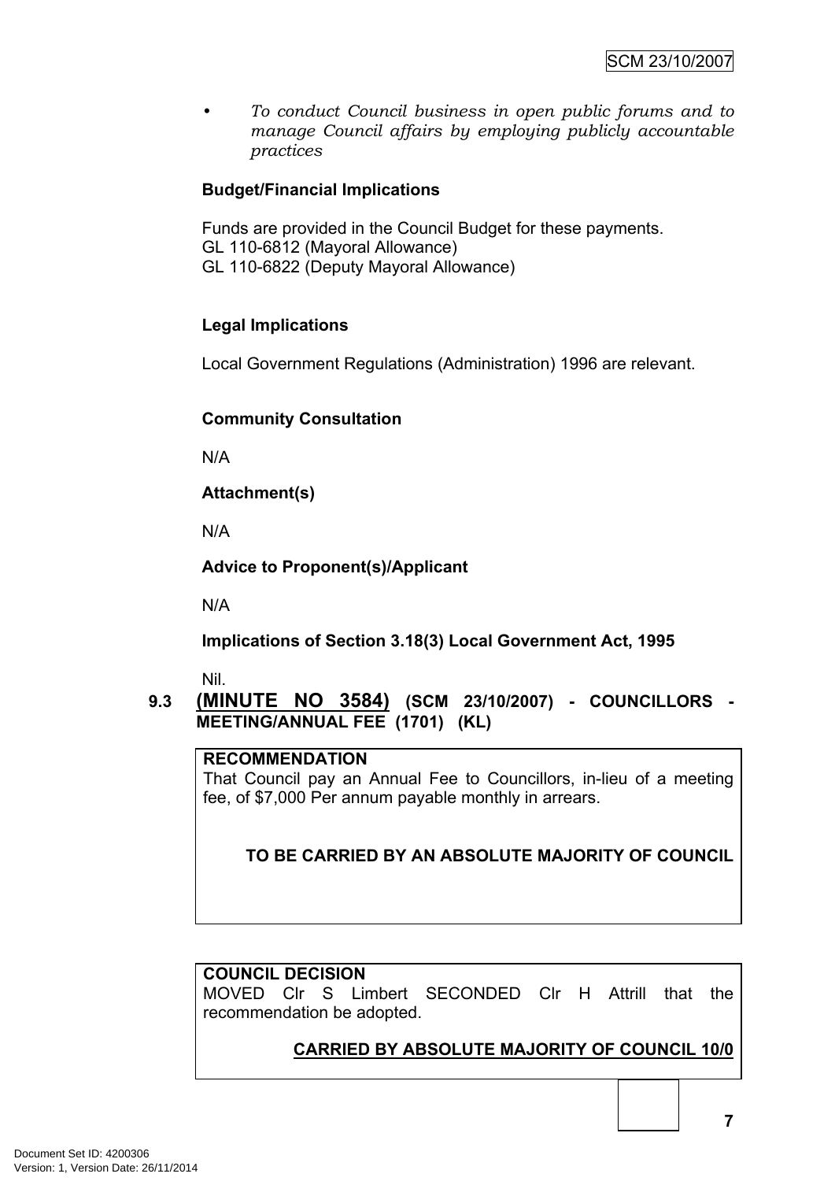- *To conduct Council business in open public forums and to manage Council affairs by employing publicly accountable practices*

**Budget/Financial Implications**

Funds are provided in the Council Budget for these payments.
GL 110-6812 (Mayoral Allowance)
GL 110-6822 (Deputy Mayoral Allowance)

**Legal Implications**

Local Government Regulations (Administration) 1996 are relevant.

**Community Consultation**

N/A

**Attachment(s)**

N/A

**Advice to Proponent(s)/Applicant**

N/A

**Implications of Section 3.18(3) Local Government Act, 1995**

Nil.

## 9.3 <u>(MINUTE NO 3584)</u> (SCM 23/10/2007) - COUNCILLORS - MEETING/ANNUAL FEE (1701) (KL)

**RECOMMENDATION**

That Council pay an Annual Fee to Councillors, in-lieu of a meeting fee, of $7,000 Per annum payable monthly in arrears.

**TO BE CARRIED BY AN ABSOLUTE MAJORITY OF COUNCIL**

**COUNCIL DECISION**

MOVED Clr S Limbert SECONDED Clr H Attrill that the recommendation be adopted.

**<u>CARRIED BY ABSOLUTE MAJORITY OF COUNCIL 10/0</u>**

Document Set ID: 4200306
Version: 1, Version Date: 26/11/2014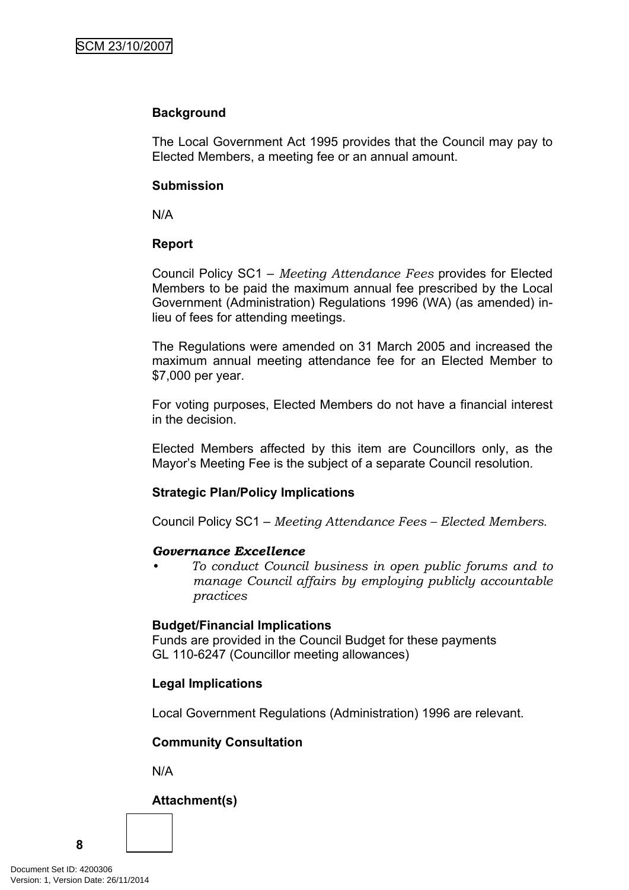**Background**

The Local Government Act 1995 provides that the Council may pay to Elected Members, a meeting fee or an annual amount.

**Submission**

N/A

**Report**

Council Policy SC1 – *Meeting Attendance Fees* provides for Elected Members to be paid the maximum annual fee prescribed by the Local Government (Administration) Regulations 1996 (WA) (as amended) in-lieu of fees for attending meetings.

The Regulations were amended on 31 March 2005 and increased the maximum annual meeting attendance fee for an Elected Member to $7,000 per year.

For voting purposes, Elected Members do not have a financial interest in the decision.

Elected Members affected by this item are Councillors only, as the Mayor's Meeting Fee is the subject of a separate Council resolution.

**Strategic Plan/Policy Implications**

Council Policy SC1 – *Meeting Attendance Fees – Elected Members.*

***Governance Excellence***

- *To conduct Council business in open public forums and to manage Council affairs by employing publicly accountable practices*

**Budget/Financial Implications**

Funds are provided in the Council Budget for these payments
GL 110-6247 (Councillor meeting allowances)

**Legal Implications**

Local Government Regulations (Administration) 1996 are relevant.

**Community Consultation**

N/A

**Attachment(s)**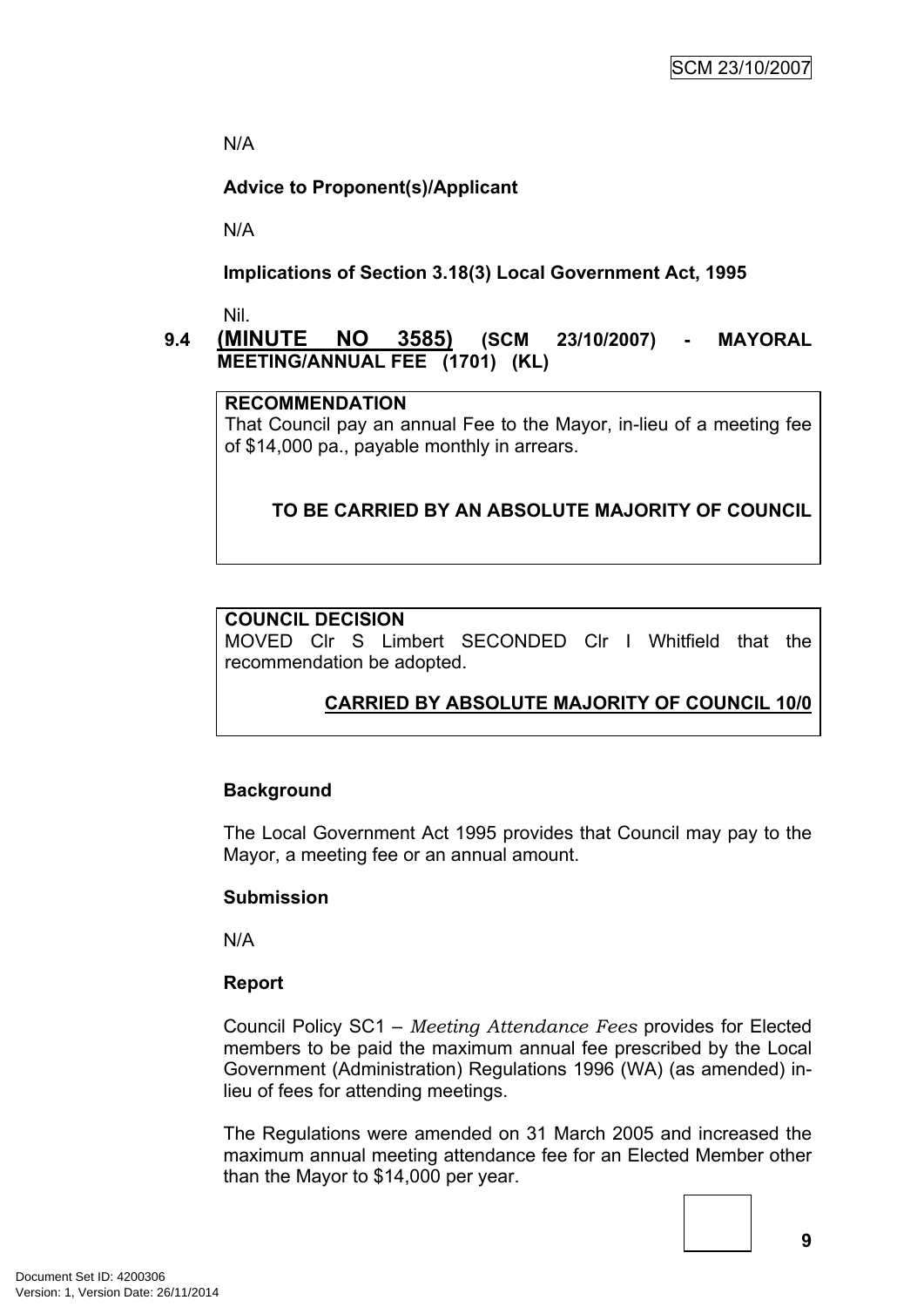N/A

**Advice to Proponent(s)/Applicant**

N/A

**Implications of Section 3.18(3) Local Government Act, 1995**

Nil.

## 9.4 (MINUTE NO 3585) (SCM 23/10/2007) - MAYORAL MEETING/ANNUAL FEE (1701) (KL)

**RECOMMENDATION**

That Council pay an annual Fee to the Mayor, in-lieu of a meeting fee of $14,000 pa., payable monthly in arrears.

**TO BE CARRIED BY AN ABSOLUTE MAJORITY OF COUNCIL**

**COUNCIL DECISION**

MOVED Clr S Limbert SECONDED Clr I Whitfield that the recommendation be adopted.

**CARRIED BY ABSOLUTE MAJORITY OF COUNCIL 10/0**

**Background**

The Local Government Act 1995 provides that Council may pay to the Mayor, a meeting fee or an annual amount.

**Submission**

N/A

**Report**

Council Policy SC1 – *Meeting Attendance Fees* provides for Elected members to be paid the maximum annual fee prescribed by the Local Government (Administration) Regulations 1996 (WA) (as amended) in-lieu of fees for attending meetings.

The Regulations were amended on 31 March 2005 and increased the maximum annual meeting attendance fee for an Elected Member other than the Mayor to $14,000 per year.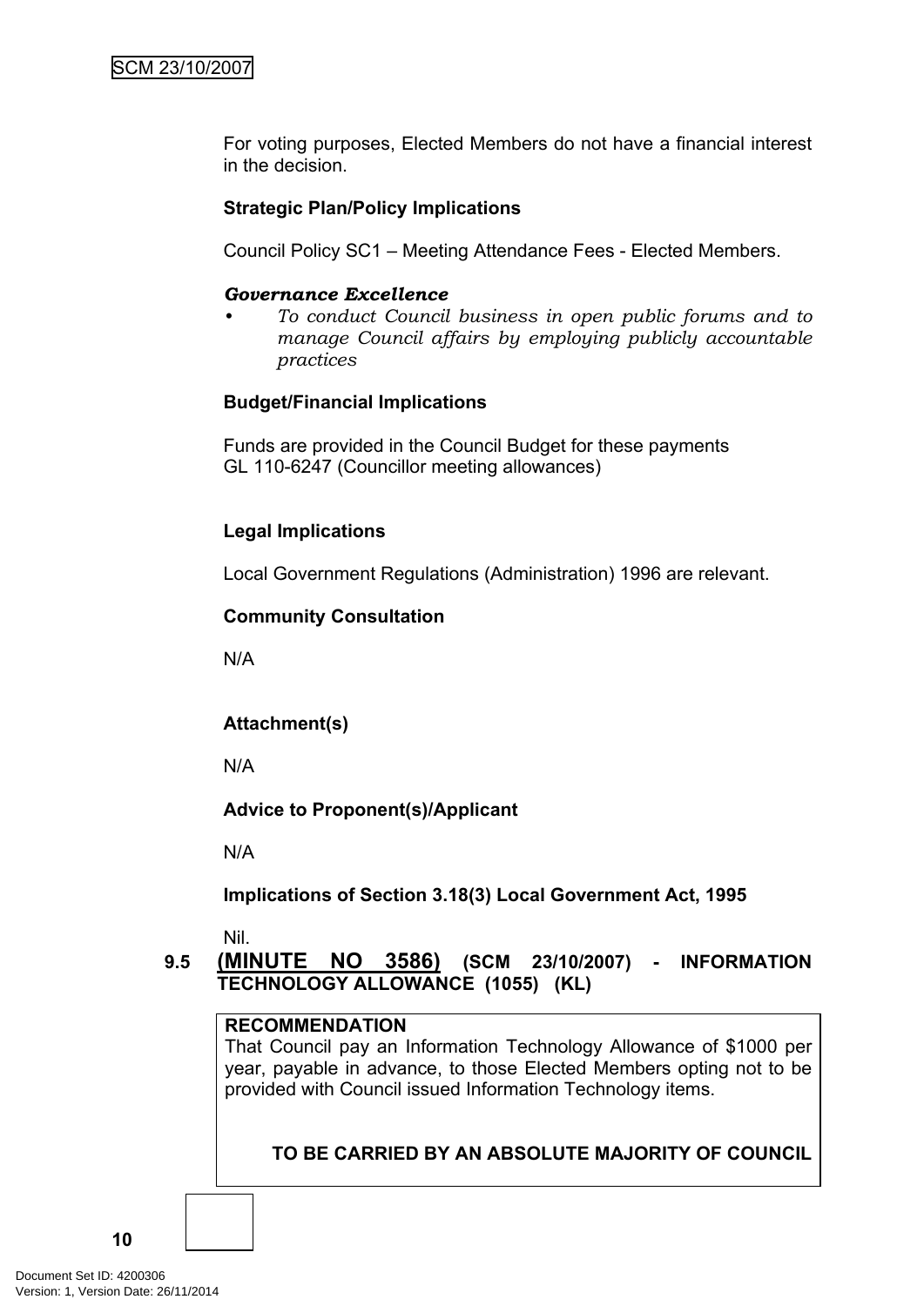For voting purposes, Elected Members do not have a financial interest in the decision.

**Strategic Plan/Policy Implications**

Council Policy SC1 – Meeting Attendance Fees - Elected Members.

***Governance Excellence***

- *To conduct Council business in open public forums and to manage Council affairs by employing publicly accountable practices*

**Budget/Financial Implications**

Funds are provided in the Council Budget for these payments
GL 110-6247 (Councillor meeting allowances)

**Legal Implications**

Local Government Regulations (Administration) 1996 are relevant.

**Community Consultation**

N/A

**Attachment(s)**

N/A

**Advice to Proponent(s)/Applicant**

N/A

**Implications of Section 3.18(3) Local Government Act, 1995**

Nil.

## 9.5 (MINUTE NO 3586) (SCM 23/10/2007) - INFORMATION TECHNOLOGY ALLOWANCE (1055) (KL)

**RECOMMENDATION**

That Council pay an Information Technology Allowance of $1000 per year, payable in advance, to those Elected Members opting not to be provided with Council issued Information Technology items.

**TO BE CARRIED BY AN ABSOLUTE MAJORITY OF COUNCIL**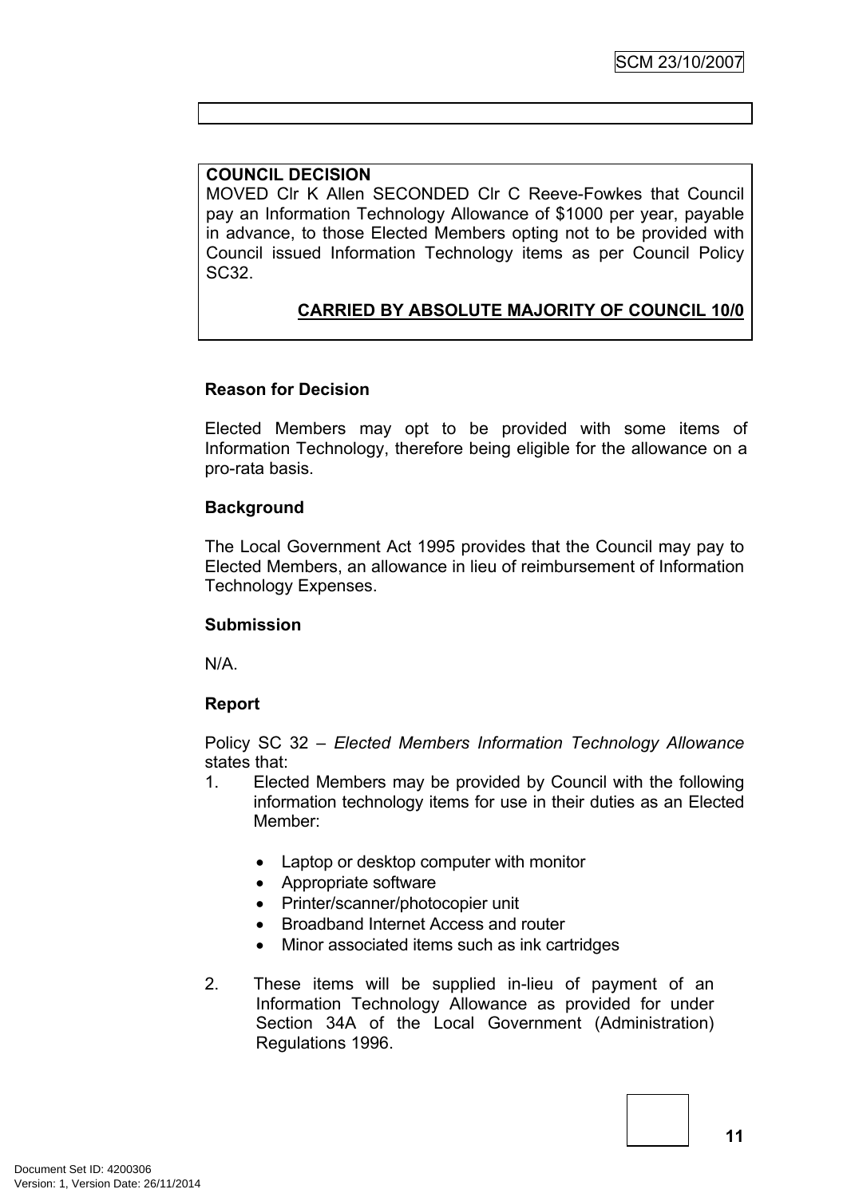**COUNCIL DECISION**

MOVED Clr K Allen SECONDED Clr C Reeve-Fowkes that Council pay an Information Technology Allowance of $1000 per year, payable in advance, to those Elected Members opting not to be provided with Council issued Information Technology items as per Council Policy SC32.

**CARRIED BY ABSOLUTE MAJORITY OF COUNCIL 10/0**

**Reason for Decision**

Elected Members may opt to be provided with some items of Information Technology, therefore being eligible for the allowance on a pro-rata basis.

**Background**

The Local Government Act 1995 provides that the Council may pay to Elected Members, an allowance in lieu of reimbursement of Information Technology Expenses.

**Submission**

N/A.

**Report**

Policy SC 32 – *Elected Members Information Technology Allowance* states that:

1. Elected Members may be provided by Council with the following information technology items for use in their duties as an Elected Member:

   - Laptop or desktop computer with monitor
   - Appropriate software
   - Printer/scanner/photocopier unit
   - Broadband Internet Access and router
   - Minor associated items such as ink cartridges

2. These items will be supplied in-lieu of payment of an Information Technology Allowance as provided for under Section 34A of the Local Government (Administration) Regulations 1996.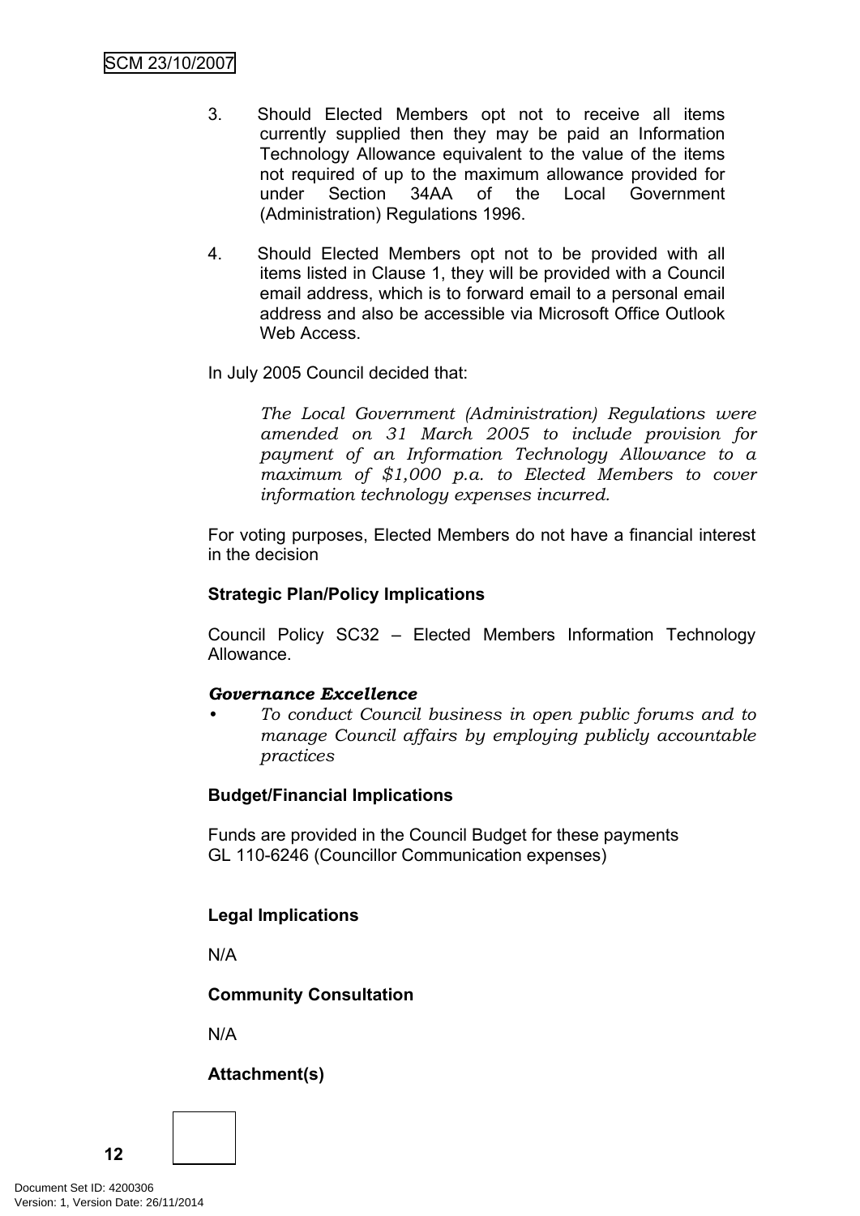3. Should Elected Members opt not to receive all items currently supplied then they may be paid an Information Technology Allowance equivalent to the value of the items not required of up to the maximum allowance provided for under Section 34AA of the Local Government (Administration) Regulations 1996.

4. Should Elected Members opt not to be provided with all items listed in Clause 1, they will be provided with a Council email address, which is to forward email to a personal email address and also be accessible via Microsoft Office Outlook Web Access.

In July 2005 Council decided that:

> *The Local Government (Administration) Regulations were amended on 31 March 2005 to include provision for payment of an Information Technology Allowance to a maximum of $1,000 p.a. to Elected Members to cover information technology expenses incurred.*

For voting purposes, Elected Members do not have a financial interest in the decision

**Strategic Plan/Policy Implications**

Council Policy SC32 – Elected Members Information Technology Allowance.

***Governance Excellence***

- *To conduct Council business in open public forums and to manage Council affairs by employing publicly accountable practices*

**Budget/Financial Implications**

Funds are provided in the Council Budget for these payments
GL 110-6246 (Councillor Communication expenses)

**Legal Implications**

N/A

**Community Consultation**

N/A

**Attachment(s)**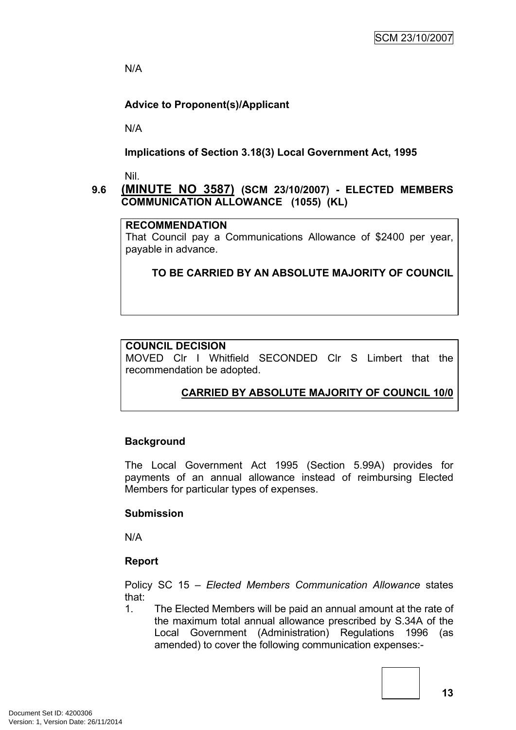N/A

**Advice to Proponent(s)/Applicant**

N/A

**Implications of Section 3.18(3) Local Government Act, 1995**

Nil.

## 9.6 (MINUTE NO 3587) (SCM 23/10/2007) - ELECTED MEMBERS COMMUNICATION ALLOWANCE (1055) (KL)

**RECOMMENDATION**

That Council pay a Communications Allowance of $2400 per year, payable in advance.

**TO BE CARRIED BY AN ABSOLUTE MAJORITY OF COUNCIL**

**COUNCIL DECISION**

MOVED Clr I Whitfield SECONDED Clr S Limbert that the recommendation be adopted.

**CARRIED BY ABSOLUTE MAJORITY OF COUNCIL 10/0**

**Background**

The Local Government Act 1995 (Section 5.99A) provides for payments of an annual allowance instead of reimbursing Elected Members for particular types of expenses.

**Submission**

N/A

**Report**

Policy SC 15 – *Elected Members Communication Allowance* states that:

1. The Elected Members will be paid an annual amount at the rate of the maximum total annual allowance prescribed by S.34A of the Local Government (Administration) Regulations 1996 (as amended) to cover the following communication expenses:-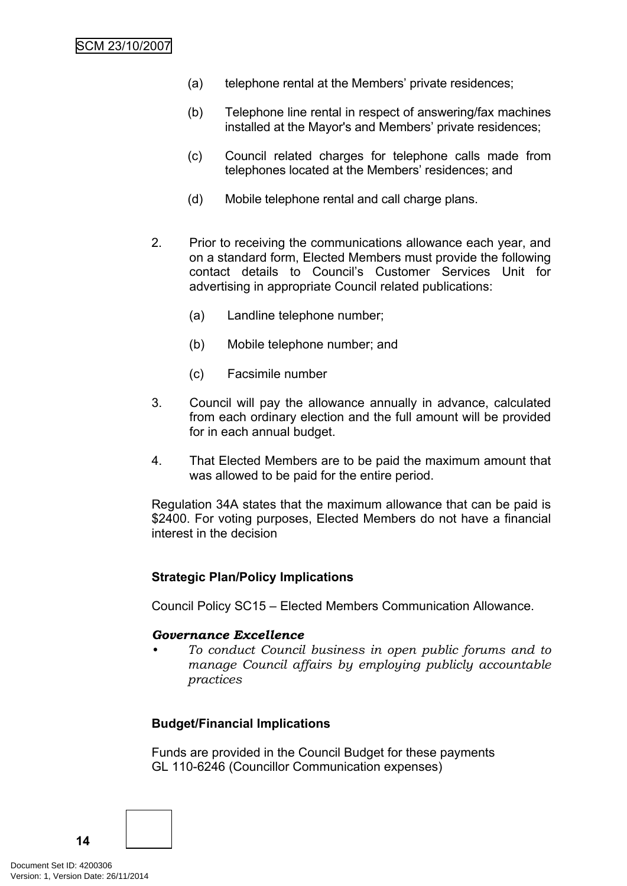(a) telephone rental at the Members' private residences;

(b) Telephone line rental in respect of answering/fax machines installed at the Mayor's and Members' private residences;

(c) Council related charges for telephone calls made from telephones located at the Members' residences; and

(d) Mobile telephone rental and call charge plans.

2. Prior to receiving the communications allowance each year, and on a standard form, Elected Members must provide the following contact details to Council's Customer Services Unit for advertising in appropriate Council related publications:

   (a) Landline telephone number;

   (b) Mobile telephone number; and

   (c) Facsimile number

3. Council will pay the allowance annually in advance, calculated from each ordinary election and the full amount will be provided for in each annual budget.

4. That Elected Members are to be paid the maximum amount that was allowed to be paid for the entire period.

Regulation 34A states that the maximum allowance that can be paid is $2400. For voting purposes, Elected Members do not have a financial interest in the decision

**Strategic Plan/Policy Implications**

Council Policy SC15 – Elected Members Communication Allowance.

***Governance Excellence***

- *To conduct Council business in open public forums and to manage Council affairs by employing publicly accountable practices*

**Budget/Financial Implications**

Funds are provided in the Council Budget for these payments
GL 110-6246 (Councillor Communication expenses)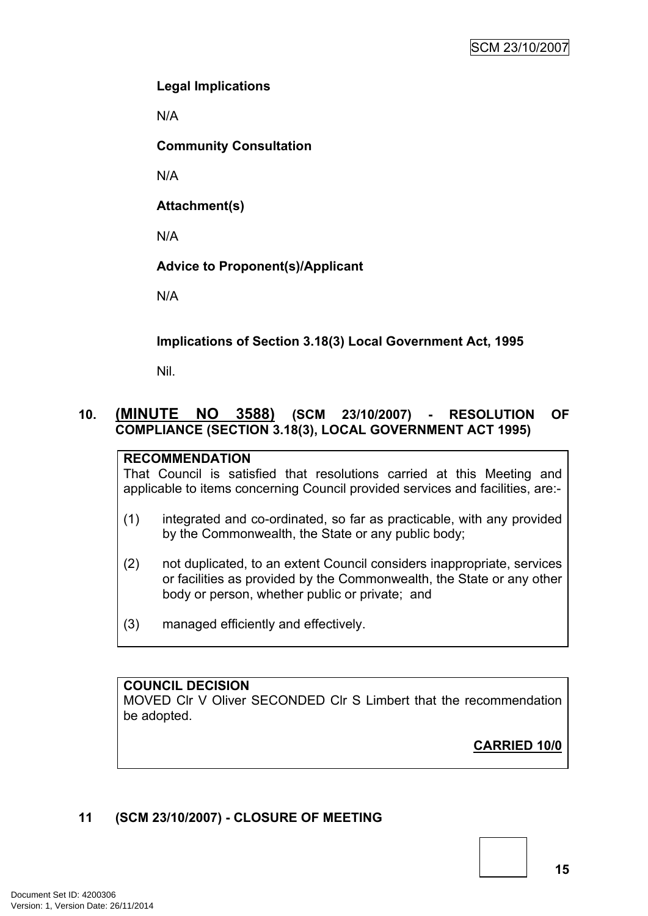**Legal Implications**

N/A

**Community Consultation**

N/A

**Attachment(s)**

N/A

**Advice to Proponent(s)/Applicant**

N/A

**Implications of Section 3.18(3) Local Government Act, 1995**

Nil.

## 10. (MINUTE NO 3588) (SCM 23/10/2007) - RESOLUTION OF COMPLIANCE (SECTION 3.18(3), LOCAL GOVERNMENT ACT 1995)

**RECOMMENDATION**

That Council is satisfied that resolutions carried at this Meeting and applicable to items concerning Council provided services and facilities, are:-

(1) integrated and co-ordinated, so far as practicable, with any provided by the Commonwealth, the State or any public body;

(2) not duplicated, to an extent Council considers inappropriate, services or facilities as provided by the Commonwealth, the State or any other body or person, whether public or private; and

(3) managed efficiently and effectively.

**COUNCIL DECISION**

MOVED Clr V Oliver SECONDED Clr S Limbert that the recommendation be adopted.

**CARRIED 10/0**

## 11 (SCM 23/10/2007) - CLOSURE OF MEETING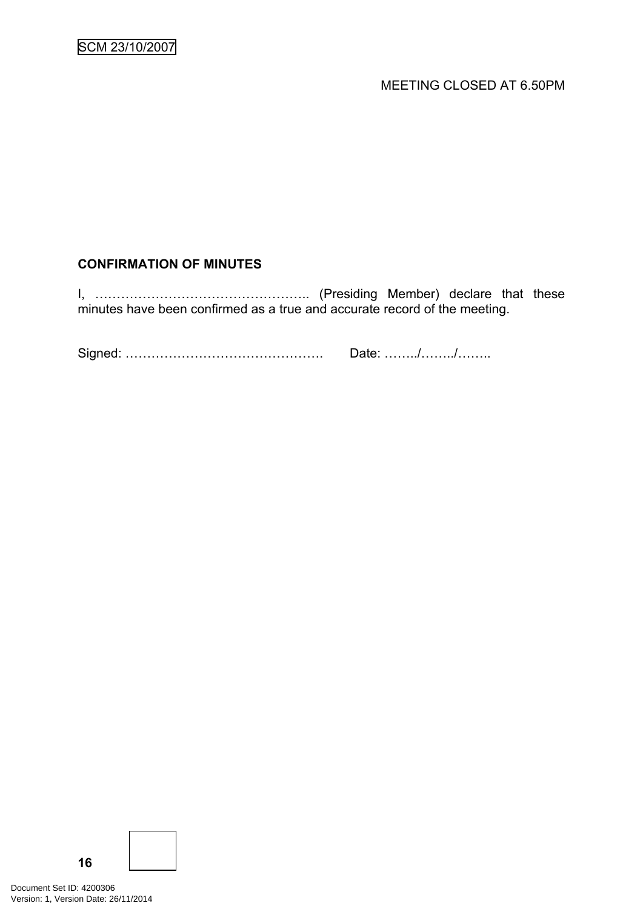MEETING CLOSED AT 6.50PM

**CONFIRMATION OF MINUTES**

I, ………………………………………….. (Presiding Member) declare that these minutes have been confirmed as a true and accurate record of the meeting.

Signed: ……………………………………….  Date: ……../……../……..